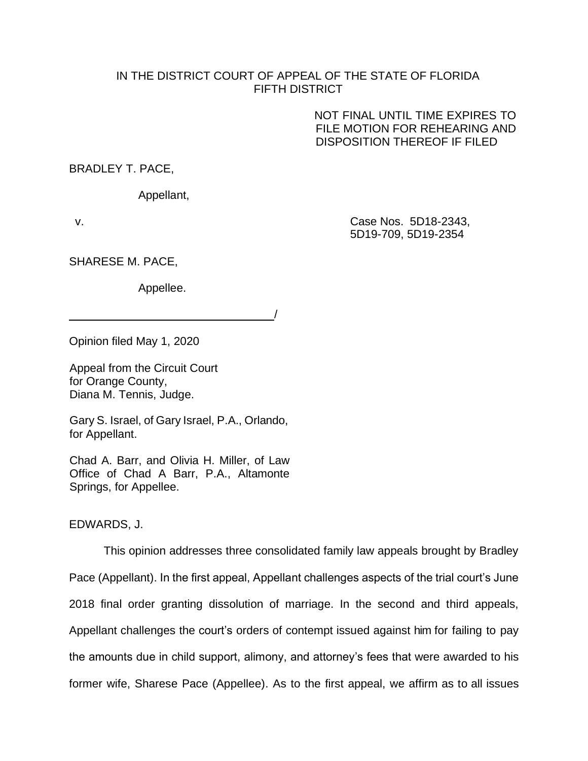IN THE DISTRICT COURT OF APPEAL OF THE STATE OF FLORIDA
FIFTH DISTRICT

NOT FINAL UNTIL TIME EXPIRES TO FILE MOTION FOR REHEARING AND DISPOSITION THEREOF IF FILED

BRADLEY T. PACE,

Appellant,

v. Case Nos. 5D18-2343, 5D19-709, 5D19-2354

SHARESE M. PACE,

Appellee.

________________________________/

Opinion filed May 1, 2020

Appeal from the Circuit Court for Orange County, Diana M. Tennis, Judge.

Gary S. Israel, of Gary Israel, P.A., Orlando, for Appellant.

Chad A. Barr, and Olivia H. Miller, of Law Office of Chad A Barr, P.A., Altamonte Springs, for Appellee.

EDWARDS, J.

This opinion addresses three consolidated family law appeals brought by Bradley Pace (Appellant). In the first appeal, Appellant challenges aspects of the trial court's June 2018 final order granting dissolution of marriage. In the second and third appeals, Appellant challenges the court's orders of contempt issued against him for failing to pay the amounts due in child support, alimony, and attorney's fees that were awarded to his former wife, Sharese Pace (Appellee). As to the first appeal, we affirm as to all issues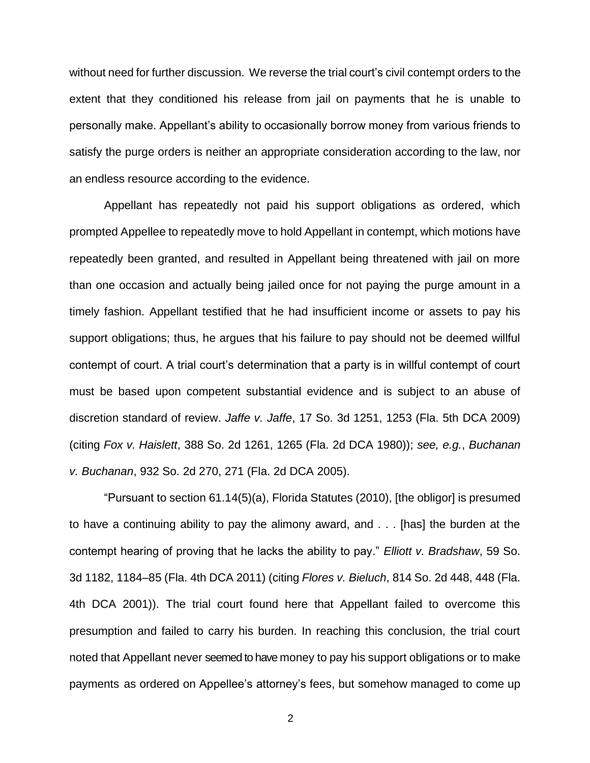without need for further discussion. We reverse the trial court's civil contempt orders to the extent that they conditioned his release from jail on payments that he is unable to personally make. Appellant's ability to occasionally borrow money from various friends to satisfy the purge orders is neither an appropriate consideration according to the law, nor an endless resource according to the evidence.

Appellant has repeatedly not paid his support obligations as ordered, which prompted Appellee to repeatedly move to hold Appellant in contempt, which motions have repeatedly been granted, and resulted in Appellant being threatened with jail on more than one occasion and actually being jailed once for not paying the purge amount in a timely fashion. Appellant testified that he had insufficient income or assets to pay his support obligations; thus, he argues that his failure to pay should not be deemed willful contempt of court. A trial court's determination that a party is in willful contempt of court must be based upon competent substantial evidence and is subject to an abuse of discretion standard of review. *Jaffe v. Jaffe*, 17 So. 3d 1251, 1253 (Fla. 5th DCA 2009) (citing *Fox v. Haislett*, 388 So. 2d 1261, 1265 (Fla. 2d DCA 1980)); *see, e.g.*, *Buchanan v. Buchanan*, 932 So. 2d 270, 271 (Fla. 2d DCA 2005).

"Pursuant to section 61.14(5)(a), Florida Statutes (2010), [the obligor] is presumed to have a continuing ability to pay the alimony award, and . . . [has] the burden at the contempt hearing of proving that he lacks the ability to pay." *Elliott v. Bradshaw*, 59 So. 3d 1182, 1184–85 (Fla. 4th DCA 2011) (citing *Flores v. Bieluch*, 814 So. 2d 448, 448 (Fla. 4th DCA 2001)). The trial court found here that Appellant failed to overcome this presumption and failed to carry his burden. In reaching this conclusion, the trial court noted that Appellant never seemed to have money to pay his support obligations or to make payments as ordered on Appellee's attorney's fees, but somehow managed to come up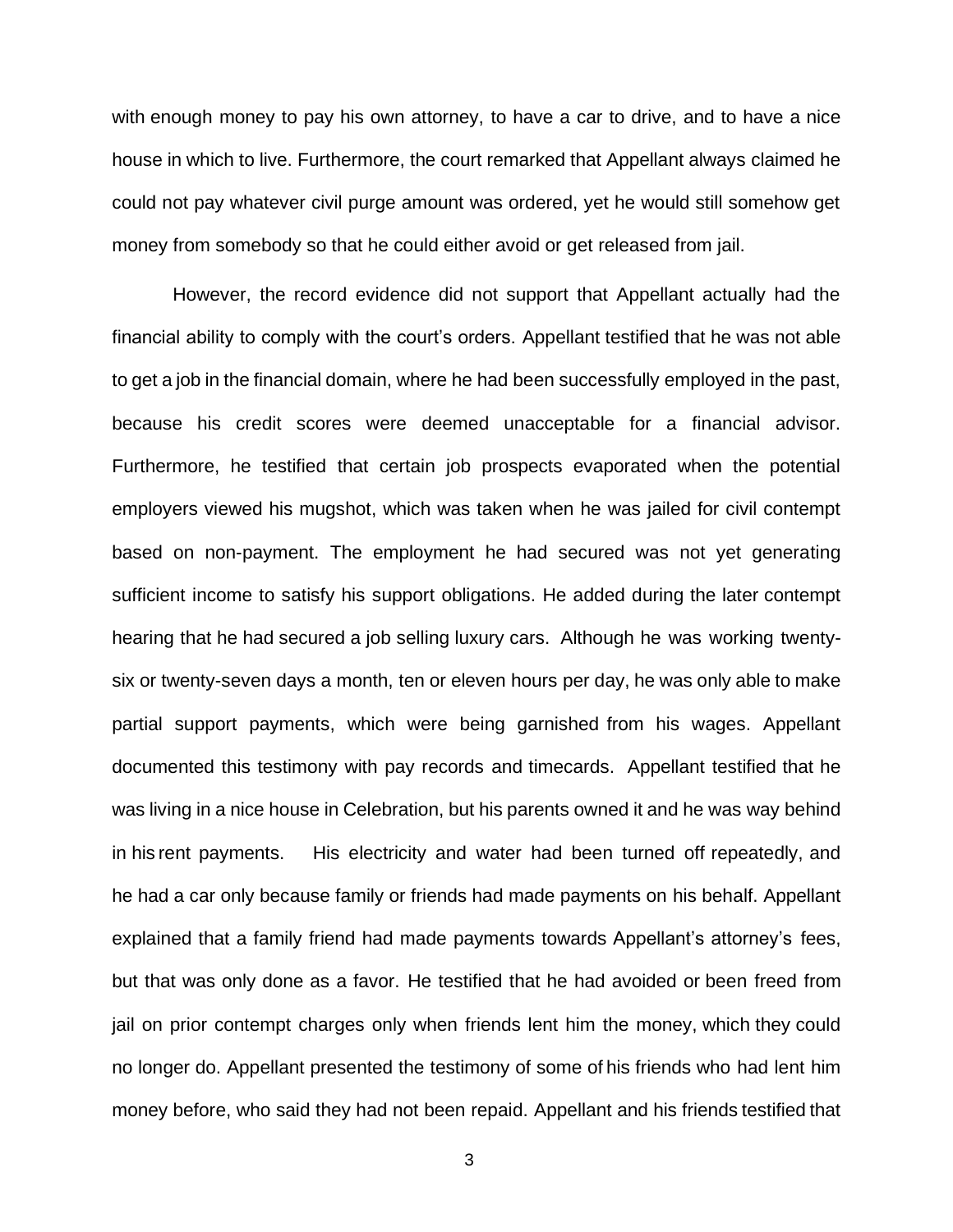with enough money to pay his own attorney, to have a car to drive, and to have a nice house in which to live. Furthermore, the court remarked that Appellant always claimed he could not pay whatever civil purge amount was ordered, yet he would still somehow get money from somebody so that he could either avoid or get released from jail.

However, the record evidence did not support that Appellant actually had the financial ability to comply with the court's orders. Appellant testified that he was not able to get a job in the financial domain, where he had been successfully employed in the past, because his credit scores were deemed unacceptable for a financial advisor. Furthermore, he testified that certain job prospects evaporated when the potential employers viewed his mugshot, which was taken when he was jailed for civil contempt based on non-payment. The employment he had secured was not yet generating sufficient income to satisfy his support obligations. He added during the later contempt hearing that he had secured a job selling luxury cars. Although he was working twenty-six or twenty-seven days a month, ten or eleven hours per day, he was only able to make partial support payments, which were being garnished from his wages. Appellant documented this testimony with pay records and timecards. Appellant testified that he was living in a nice house in Celebration, but his parents owned it and he was way behind in his rent payments. His electricity and water had been turned off repeatedly, and he had a car only because family or friends had made payments on his behalf. Appellant explained that a family friend had made payments towards Appellant's attorney's fees, but that was only done as a favor. He testified that he had avoided or been freed from jail on prior contempt charges only when friends lent him the money, which they could no longer do. Appellant presented the testimony of some of his friends who had lent him money before, who said they had not been repaid. Appellant and his friends testified that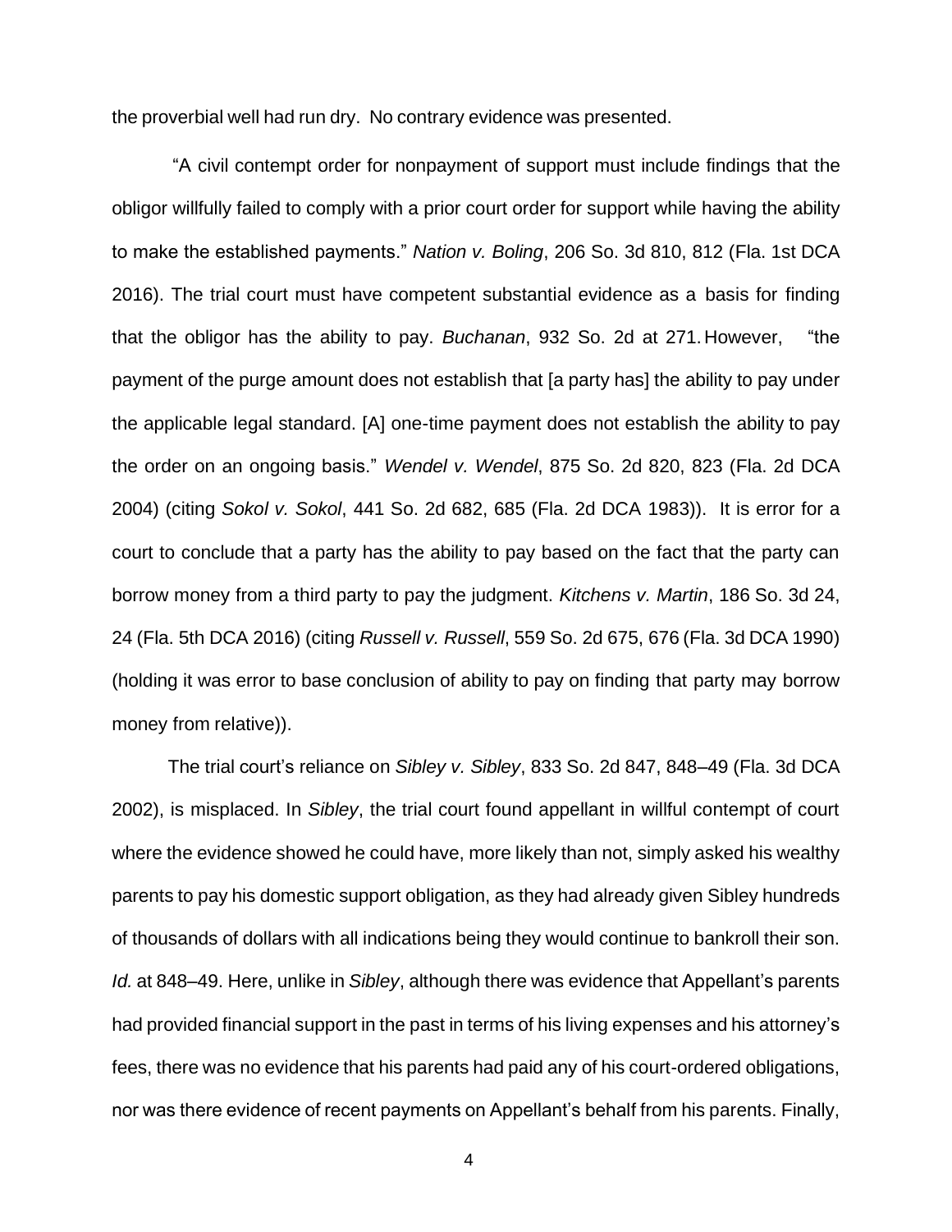the proverbial well had run dry. No contrary evidence was presented.

"A civil contempt order for nonpayment of support must include findings that the obligor willfully failed to comply with a prior court order for support while having the ability to make the established payments." *Nation v. Boling*, 206 So. 3d 810, 812 (Fla. 1st DCA 2016). The trial court must have competent substantial evidence as a basis for finding that the obligor has the ability to pay. *Buchanan*, 932 So. 2d at 271. However, "the payment of the purge amount does not establish that [a party has] the ability to pay under the applicable legal standard. [A] one-time payment does not establish the ability to pay the order on an ongoing basis." *Wendel v. Wendel*, 875 So. 2d 820, 823 (Fla. 2d DCA 2004) (citing *Sokol v. Sokol*, 441 So. 2d 682, 685 (Fla. 2d DCA 1983)). It is error for a court to conclude that a party has the ability to pay based on the fact that the party can borrow money from a third party to pay the judgment. *Kitchens v. Martin*, 186 So. 3d 24, 24 (Fla. 5th DCA 2016) (citing *Russell v. Russell*, 559 So. 2d 675, 676 (Fla. 3d DCA 1990) (holding it was error to base conclusion of ability to pay on finding that party may borrow money from relative)).

The trial court's reliance on *Sibley v. Sibley*, 833 So. 2d 847, 848–49 (Fla. 3d DCA 2002), is misplaced. In *Sibley*, the trial court found appellant in willful contempt of court where the evidence showed he could have, more likely than not, simply asked his wealthy parents to pay his domestic support obligation, as they had already given Sibley hundreds of thousands of dollars with all indications being they would continue to bankroll their son. *Id.* at 848–49. Here, unlike in *Sibley*, although there was evidence that Appellant's parents had provided financial support in the past in terms of his living expenses and his attorney's fees, there was no evidence that his parents had paid any of his court-ordered obligations, nor was there evidence of recent payments on Appellant's behalf from his parents. Finally,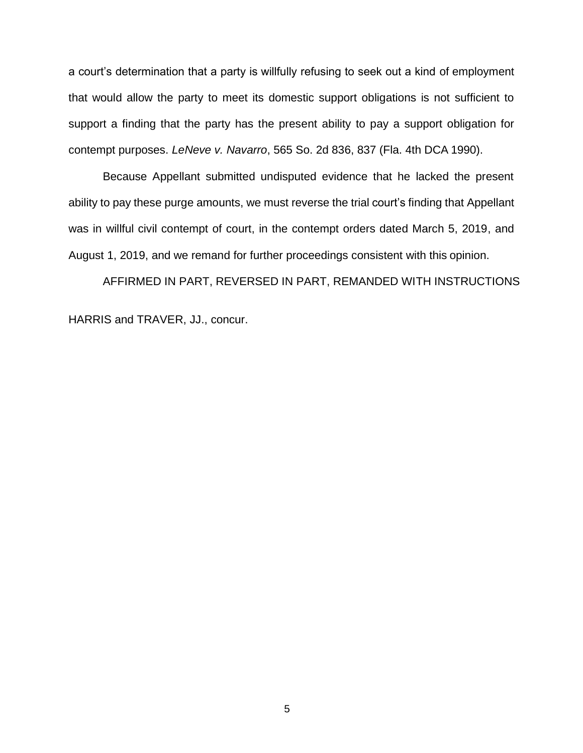a court's determination that a party is willfully refusing to seek out a kind of employment that would allow the party to meet its domestic support obligations is not sufficient to support a finding that the party has the present ability to pay a support obligation for contempt purposes. *LeNeve v. Navarro*, 565 So. 2d 836, 837 (Fla. 4th DCA 1990).

Because Appellant submitted undisputed evidence that he lacked the present ability to pay these purge amounts, we must reverse the trial court's finding that Appellant was in willful civil contempt of court, in the contempt orders dated March 5, 2019, and August 1, 2019, and we remand for further proceedings consistent with this opinion.

AFFIRMED IN PART, REVERSED IN PART, REMANDED WITH INSTRUCTIONS

HARRIS and TRAVER, JJ., concur.